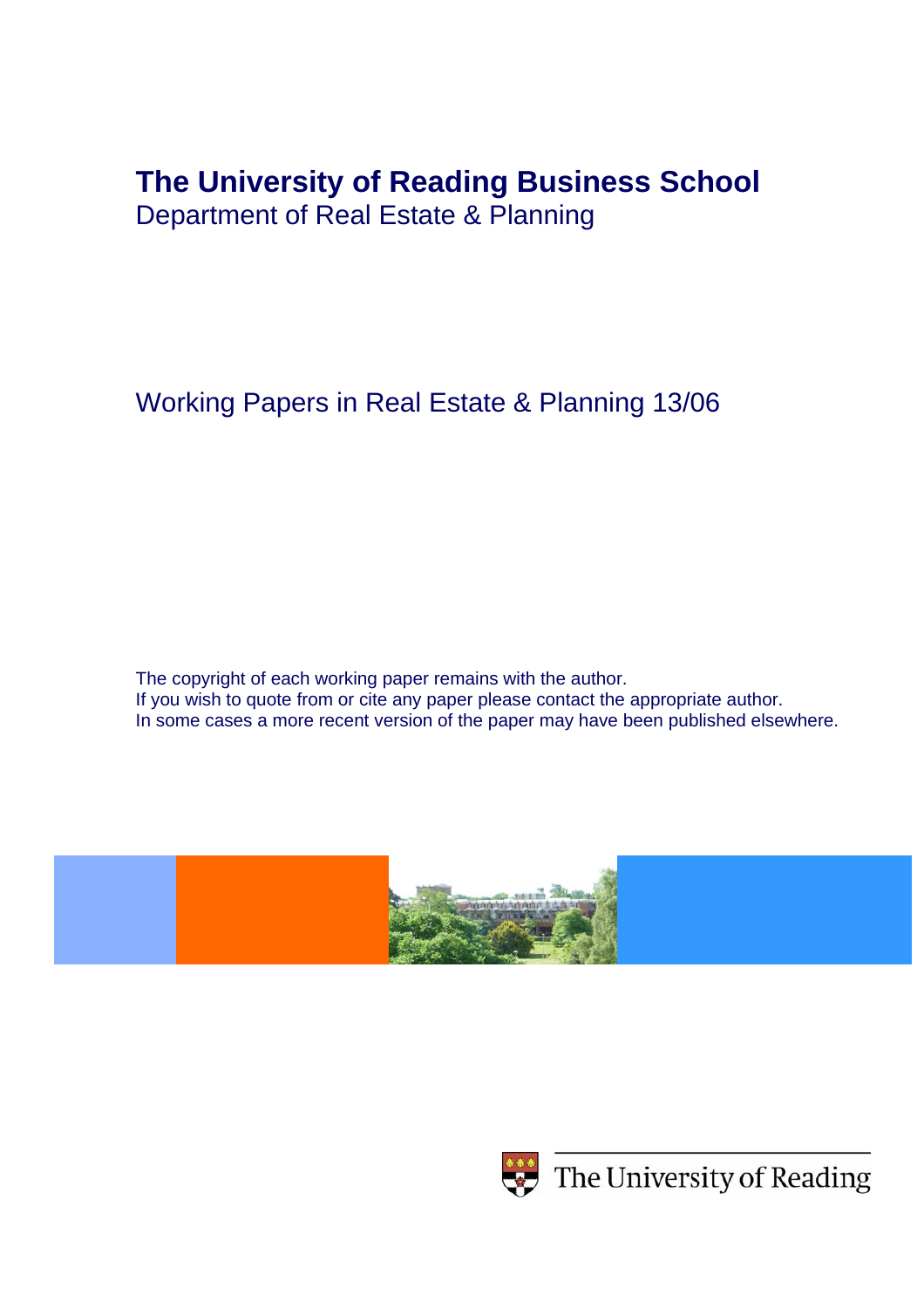# The University of Reading Business School

Department of Real Estate & Planning

Working Papers in Real Estate & Planning 13/06

The copyright of each working paper remains with the author.
If you wish to quote from or cite any paper please contact the appropriate author.
In some cases a more recent version of the paper may have been published elsewhere.

The University of Reading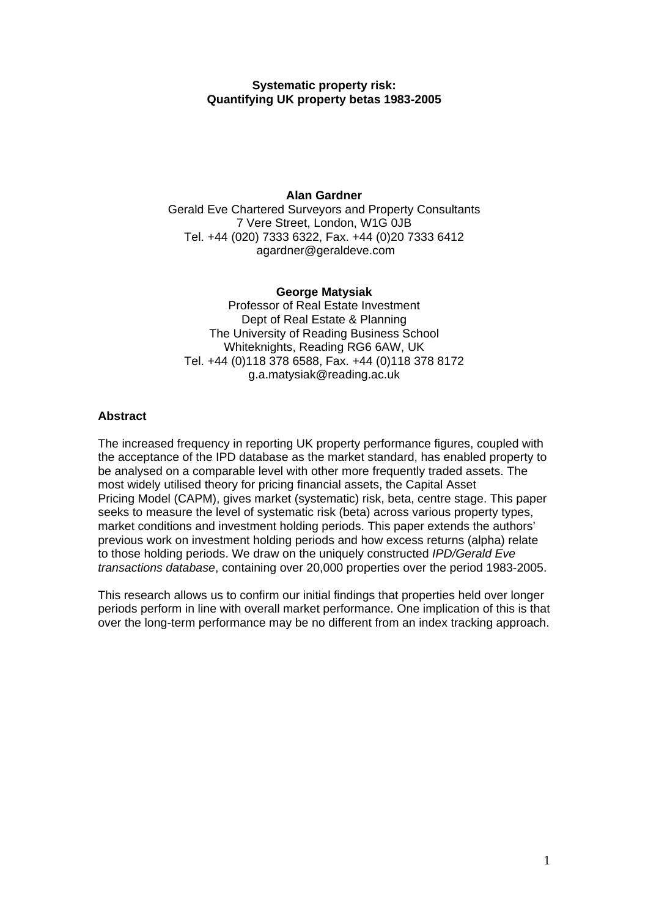**Systematic property risk:**
**Quantifying UK property betas 1983-2005**

**Alan Gardner**
Gerald Eve Chartered Surveyors and Property Consultants
7 Vere Street, London, W1G 0JB
Tel. +44 (020) 7333 6322, Fax. +44 (0)20 7333 6412
agardner@geraldeve.com

**George Matysiak**
Professor of Real Estate Investment
Dept of Real Estate & Planning
The University of Reading Business School
Whiteknights, Reading RG6 6AW, UK
Tel. +44 (0)118 378 6588, Fax. +44 (0)118 378 8172
g.a.matysiak@reading.ac.uk

## Abstract

The increased frequency in reporting UK property performance figures, coupled with the acceptance of the IPD database as the market standard, has enabled property to be analysed on a comparable level with other more frequently traded assets. The most widely utilised theory for pricing financial assets, the Capital Asset Pricing Model (CAPM), gives market (systematic) risk, beta, centre stage. This paper seeks to measure the level of systematic risk (beta) across various property types, market conditions and investment holding periods. This paper extends the authors' previous work on investment holding periods and how excess returns (alpha) relate to those holding periods. We draw on the uniquely constructed *IPD/Gerald Eve transactions database*, containing over 20,000 properties over the period 1983-2005.

This research allows us to confirm our initial findings that properties held over longer periods perform in line with overall market performance. One implication of this is that over the long-term performance may be no different from an index tracking approach.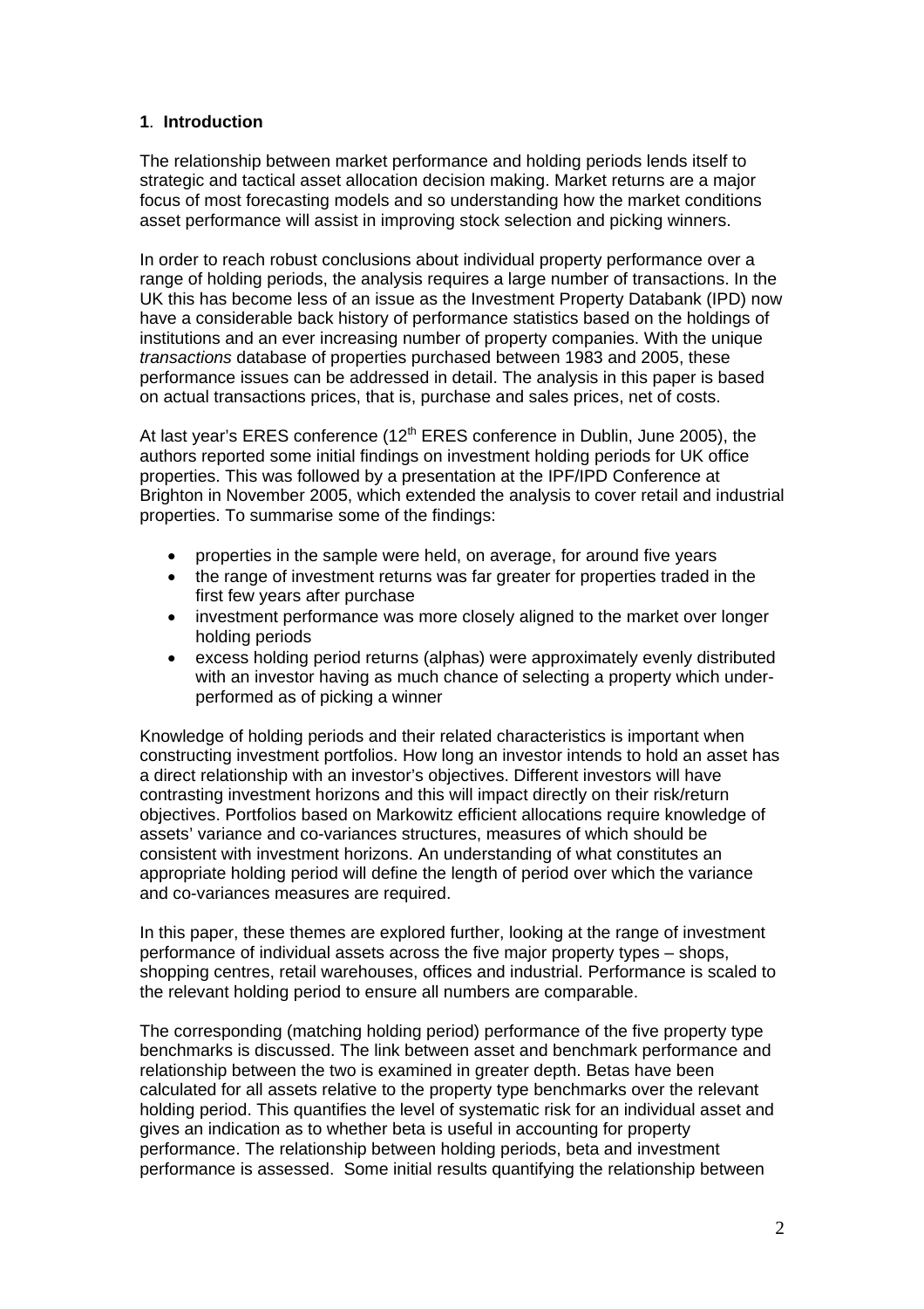## 1. Introduction

The relationship between market performance and holding periods lends itself to strategic and tactical asset allocation decision making. Market returns are a major focus of most forecasting models and so understanding how the market conditions asset performance will assist in improving stock selection and picking winners.

In order to reach robust conclusions about individual property performance over a range of holding periods, the analysis requires a large number of transactions. In the UK this has become less of an issue as the Investment Property Databank (IPD) now have a considerable back history of performance statistics based on the holdings of institutions and an ever increasing number of property companies. With the unique *transactions* database of properties purchased between 1983 and 2005, these performance issues can be addressed in detail. The analysis in this paper is based on actual transactions prices, that is, purchase and sales prices, net of costs.

At last year's ERES conference (12th ERES conference in Dublin, June 2005), the authors reported some initial findings on investment holding periods for UK office properties. This was followed by a presentation at the IPF/IPD Conference at Brighton in November 2005, which extended the analysis to cover retail and industrial properties. To summarise some of the findings:

- properties in the sample were held, on average, for around five years
- the range of investment returns was far greater for properties traded in the first few years after purchase
- investment performance was more closely aligned to the market over longer holding periods
- excess holding period returns (alphas) were approximately evenly distributed with an investor having as much chance of selecting a property which under-performed as of picking a winner

Knowledge of holding periods and their related characteristics is important when constructing investment portfolios. How long an investor intends to hold an asset has a direct relationship with an investor's objectives. Different investors will have contrasting investment horizons and this will impact directly on their risk/return objectives. Portfolios based on Markowitz efficient allocations require knowledge of assets' variance and co-variances structures, measures of which should be consistent with investment horizons. An understanding of what constitutes an appropriate holding period will define the length of period over which the variance and co-variances measures are required.

In this paper, these themes are explored further, looking at the range of investment performance of individual assets across the five major property types – shops, shopping centres, retail warehouses, offices and industrial. Performance is scaled to the relevant holding period to ensure all numbers are comparable.

The corresponding (matching holding period) performance of the five property type benchmarks is discussed. The link between asset and benchmark performance and relationship between the two is examined in greater depth. Betas have been calculated for all assets relative to the property type benchmarks over the relevant holding period. This quantifies the level of systematic risk for an individual asset and gives an indication as to whether beta is useful in accounting for property performance. The relationship between holding periods, beta and investment performance is assessed. Some initial results quantifying the relationship between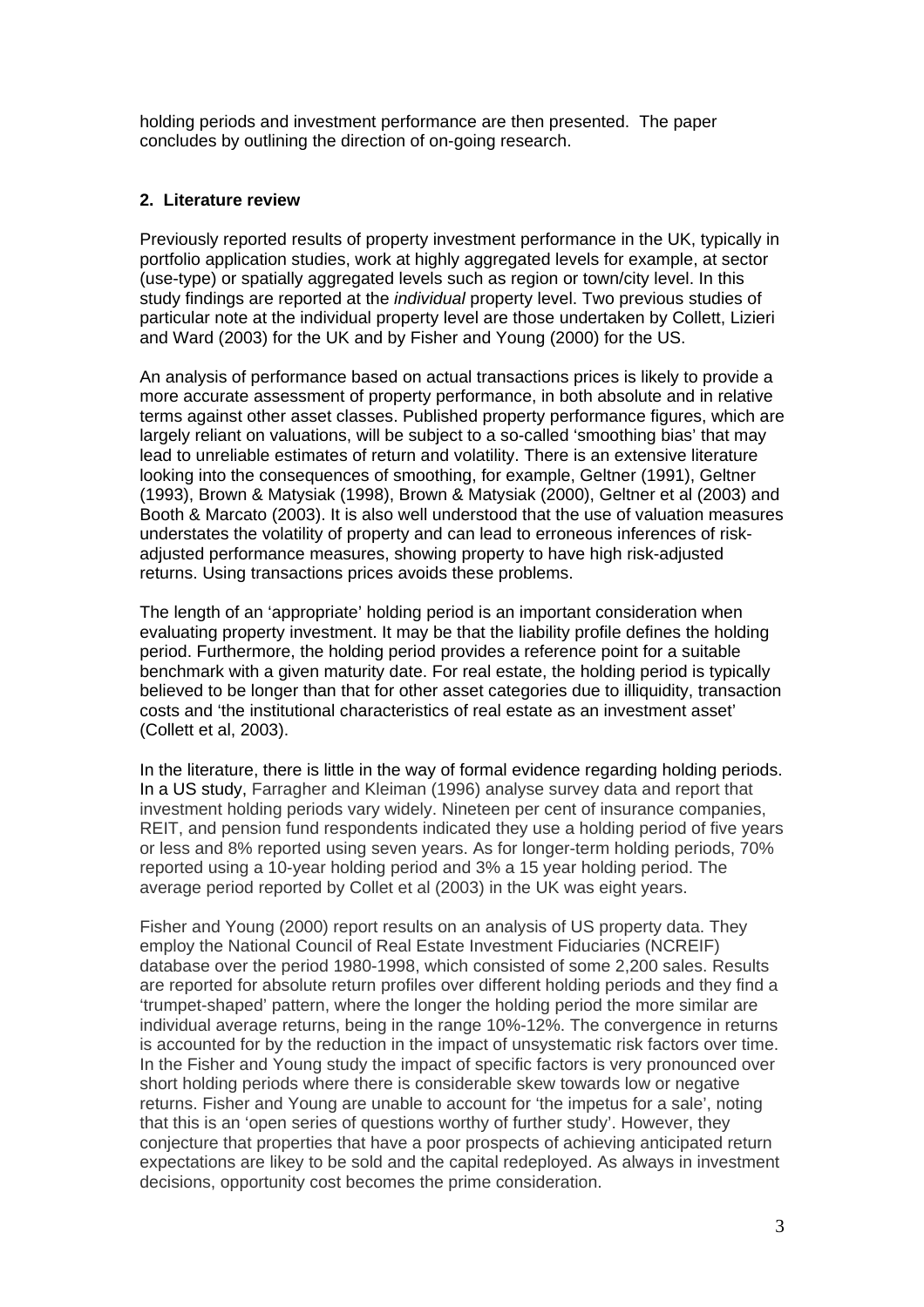holding periods and investment performance are then presented. The paper concludes by outlining the direction of on-going research.

## 2. Literature review

Previously reported results of property investment performance in the UK, typically in portfolio application studies, work at highly aggregated levels for example, at sector (use-type) or spatially aggregated levels such as region or town/city level. In this study findings are reported at the *individual* property level. Two previous studies of particular note at the individual property level are those undertaken by Collett, Lizieri and Ward (2003) for the UK and by Fisher and Young (2000) for the US.

An analysis of performance based on actual transactions prices is likely to provide a more accurate assessment of property performance, in both absolute and in relative terms against other asset classes. Published property performance figures, which are largely reliant on valuations, will be subject to a so-called 'smoothing bias' that may lead to unreliable estimates of return and volatility. There is an extensive literature looking into the consequences of smoothing, for example, Geltner (1991), Geltner (1993), Brown & Matysiak (1998), Brown & Matysiak (2000), Geltner et al (2003) and Booth & Marcato (2003). It is also well understood that the use of valuation measures understates the volatility of property and can lead to erroneous inferences of risk-adjusted performance measures, showing property to have high risk-adjusted returns. Using transactions prices avoids these problems.

The length of an 'appropriate' holding period is an important consideration when evaluating property investment. It may be that the liability profile defines the holding period. Furthermore, the holding period provides a reference point for a suitable benchmark with a given maturity date. For real estate, the holding period is typically believed to be longer than that for other asset categories due to illiquidity, transaction costs and 'the institutional characteristics of real estate as an investment asset' (Collett et al, 2003).

In the literature, there is little in the way of formal evidence regarding holding periods. In a US study, Farragher and Kleiman (1996) analyse survey data and report that investment holding periods vary widely. Nineteen per cent of insurance companies, REIT, and pension fund respondents indicated they use a holding period of five years or less and 8% reported using seven years. As for longer-term holding periods, 70% reported using a 10-year holding period and 3% a 15 year holding period. The average period reported by Collet et al (2003) in the UK was eight years.

Fisher and Young (2000) report results on an analysis of US property data. They employ the National Council of Real Estate Investment Fiduciaries (NCREIF) database over the period 1980-1998, which consisted of some 2,200 sales. Results are reported for absolute return profiles over different holding periods and they find a 'trumpet-shaped' pattern, where the longer the holding period the more similar are individual average returns, being in the range 10%-12%. The convergence in returns is accounted for by the reduction in the impact of unsystematic risk factors over time. In the Fisher and Young study the impact of specific factors is very pronounced over short holding periods where there is considerable skew towards low or negative returns. Fisher and Young are unable to account for 'the impetus for a sale', noting that this is an 'open series of questions worthy of further study'. However, they conjecture that properties that have a poor prospects of achieving anticipated return expectations are likey to be sold and the capital redeployed. As always in investment decisions, opportunity cost becomes the prime consideration.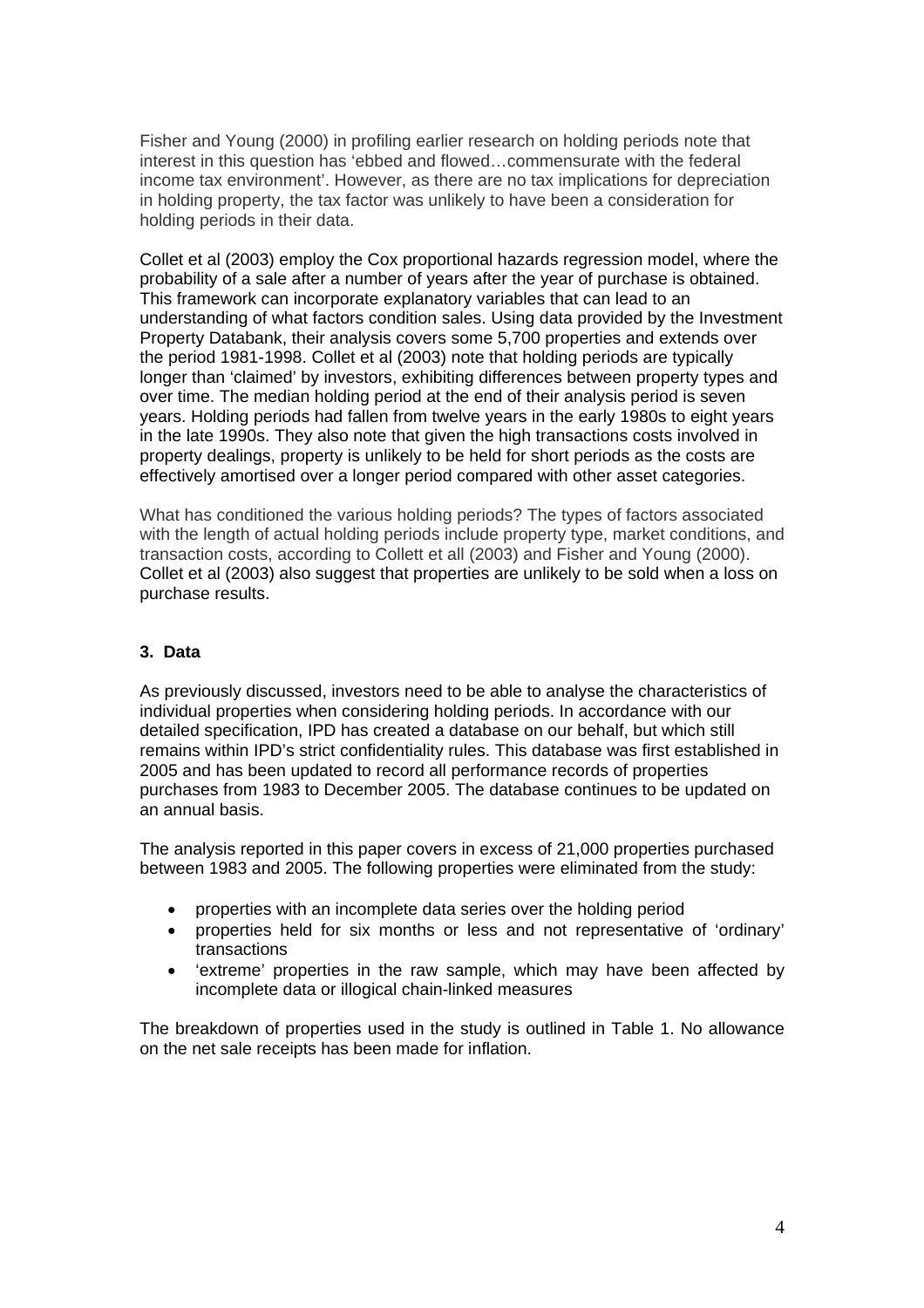Fisher and Young (2000) in profiling earlier research on holding periods note that interest in this question has 'ebbed and flowed…commensurate with the federal income tax environment'. However, as there are no tax implications for depreciation in holding property, the tax factor was unlikely to have been a consideration for holding periods in their data.

Collet et al (2003) employ the Cox proportional hazards regression model, where the probability of a sale after a number of years after the year of purchase is obtained. This framework can incorporate explanatory variables that can lead to an understanding of what factors condition sales. Using data provided by the Investment Property Databank, their analysis covers some 5,700 properties and extends over the period 1981-1998. Collet et al (2003) note that holding periods are typically longer than 'claimed' by investors, exhibiting differences between property types and over time. The median holding period at the end of their analysis period is seven years. Holding periods had fallen from twelve years in the early 1980s to eight years in the late 1990s. They also note that given the high transactions costs involved in property dealings, property is unlikely to be held for short periods as the costs are effectively amortised over a longer period compared with other asset categories.

What has conditioned the various holding periods? The types of factors associated with the length of actual holding periods include property type, market conditions, and transaction costs, according to Collett et all (2003) and Fisher and Young (2000). Collet et al (2003) also suggest that properties are unlikely to be sold when a loss on purchase results.

### 3. Data

As previously discussed, investors need to be able to analyse the characteristics of individual properties when considering holding periods. In accordance with our detailed specification, IPD has created a database on our behalf, but which still remains within IPD's strict confidentiality rules. This database was first established in 2005 and has been updated to record all performance records of properties purchases from 1983 to December 2005. The database continues to be updated on an annual basis.

The analysis reported in this paper covers in excess of 21,000 properties purchased between 1983 and 2005. The following properties were eliminated from the study:

- properties with an incomplete data series over the holding period
- properties held for six months or less and not representative of 'ordinary' transactions
- 'extreme' properties in the raw sample, which may have been affected by incomplete data or illogical chain-linked measures

The breakdown of properties used in the study is outlined in Table 1. No allowance on the net sale receipts has been made for inflation.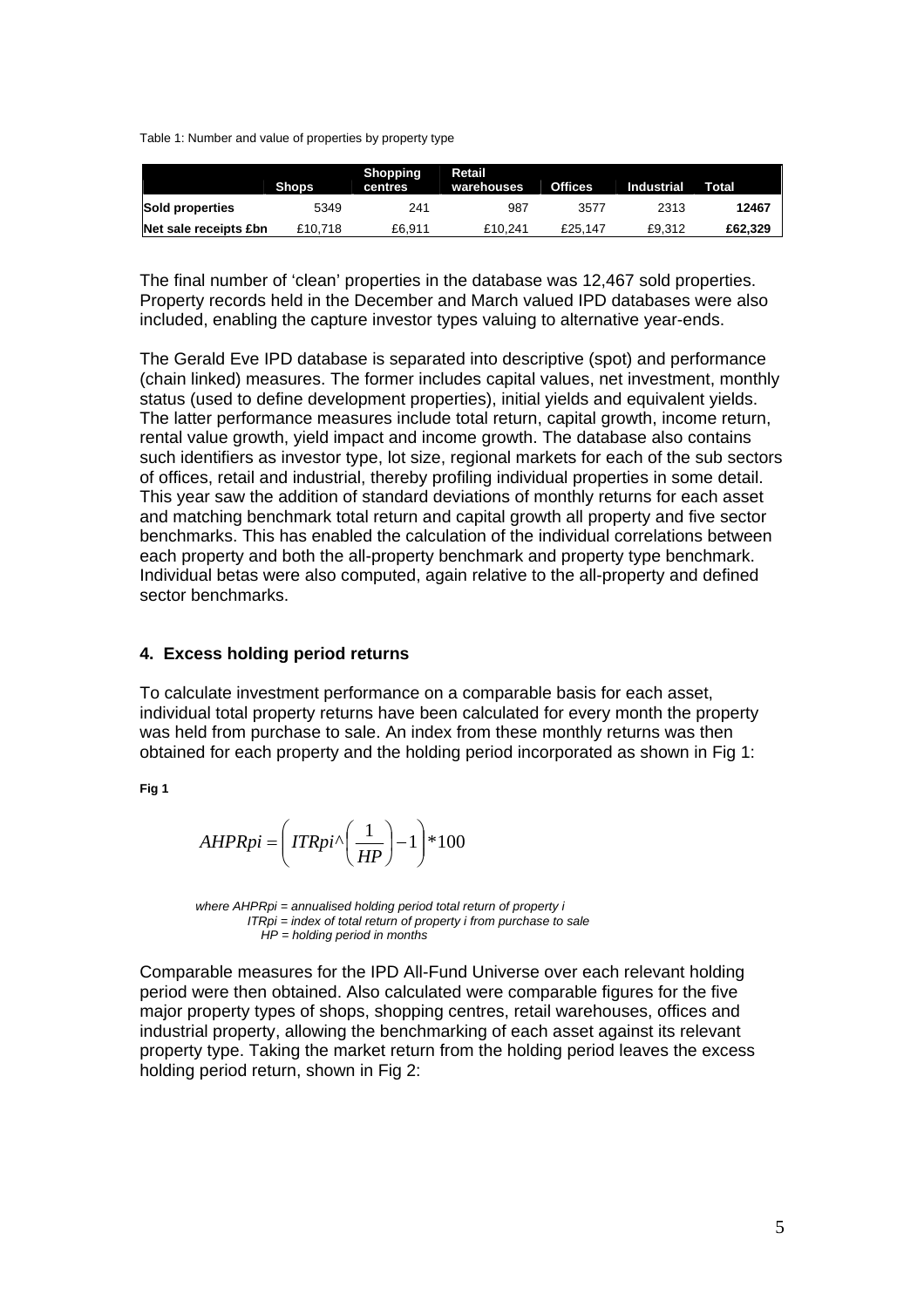Table 1: Number and value of properties by property type

| | Shops | Shopping centres | Retail warehouses | Offices | Industrial | Total |
|---|---|---|---|---|---|---|
| **Sold properties** | 5349 | 241 | 987 | 3577 | 2313 | **12467** |
| **Net sale receipts £bn** | £10.718 | £6.911 | £10.241 | £25.147 | £9.312 | **£62.329** |

The final number of 'clean' properties in the database was 12,467 sold properties. Property records held in the December and March valued IPD databases were also included, enabling the capture investor types valuing to alternative year-ends.

The Gerald Eve IPD database is separated into descriptive (spot) and performance (chain linked) measures. The former includes capital values, net investment, monthly status (used to define development properties), initial yields and equivalent yields. The latter performance measures include total return, capital growth, income return, rental value growth, yield impact and income growth. The database also contains such identifiers as investor type, lot size, regional markets for each of the sub sectors of offices, retail and industrial, thereby profiling individual properties in some detail. This year saw the addition of standard deviations of monthly returns for each asset and matching benchmark total return and capital growth all property and five sector benchmarks. This has enabled the calculation of the individual correlations between each property and both the all-property benchmark and property type benchmark. Individual betas were also computed, again relative to the all-property and defined sector benchmarks.

## 4. Excess holding period returns

To calculate investment performance on a comparable basis for each asset, individual total property returns have been calculated for every month the property was held from purchase to sale. An index from these monthly returns was then obtained for each property and the holding period incorporated as shown in Fig 1:

**Fig 1**

$$AHPRpi = \left( ITRpi \wedge \left( \frac{1}{HP} \right) - 1 \right) * 100$$

*where AHPRpi = annualised holding period total return of property i*
*ITRpi = index of total return of property i from purchase to sale*
*HP = holding period in months*

Comparable measures for the IPD All-Fund Universe over each relevant holding period were then obtained. Also calculated were comparable figures for the five major property types of shops, shopping centres, retail warehouses, offices and industrial property, allowing the benchmarking of each asset against its relevant property type. Taking the market return from the holding period leaves the excess holding period return, shown in Fig 2: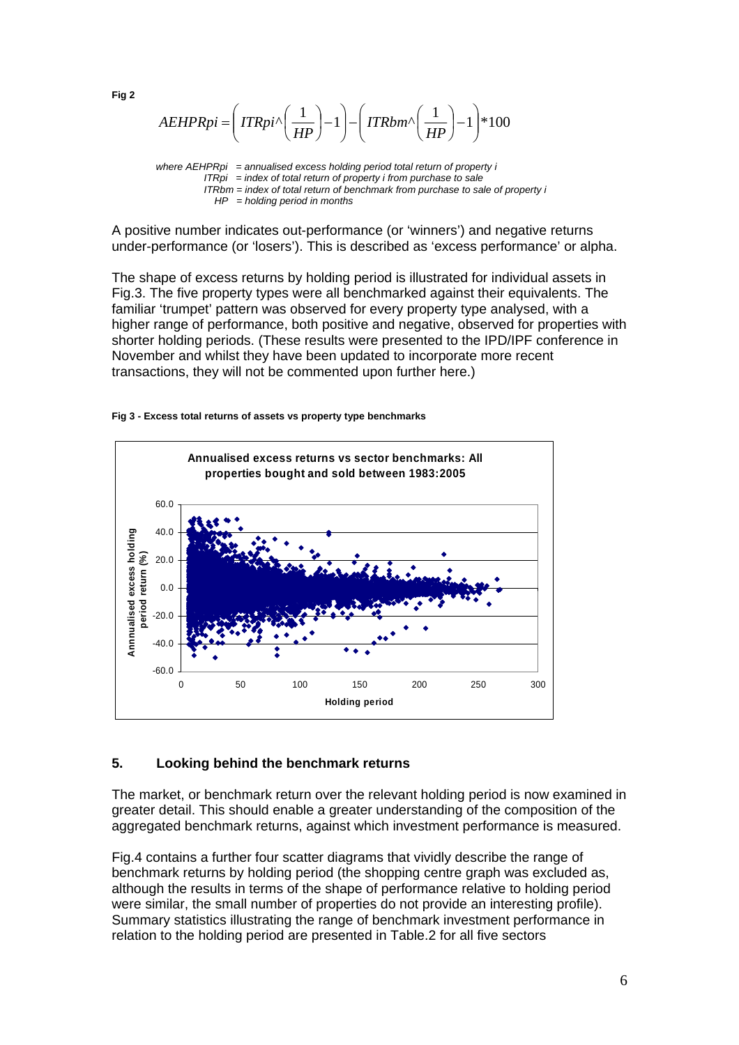**Fig 2**

$$AEHPRpi = \left( ITRpi \wedge \left( \frac{1}{HP} \right) - 1 \right) - \left( ITRbm \wedge \left( \frac{1}{HP} \right) - 1 \right) * 100$$

*where AEHPRpi = annualised excess holding period total return of property i*
*ITRpi = index of total return of property i from purchase to sale*
*ITRbm = index of total return of benchmark from purchase to sale of property i*
*HP = holding period in months*

A positive number indicates out-performance (or 'winners') and negative returns under-performance (or 'losers'). This is described as 'excess performance' or alpha.

The shape of excess returns by holding period is illustrated for individual assets in Fig.3. The five property types were all benchmarked against their equivalents. The familiar 'trumpet' pattern was observed for every property type analysed, with a higher range of performance, both positive and negative, observed for properties with shorter holding periods. (These results were presented to the IPD/IPF conference in November and whilst they have been updated to incorporate more recent transactions, they will not be commented upon further here.)

**Fig 3 - Excess total returns of assets vs property type benchmarks**

**Annualised excess returns vs sector benchmarks: All properties bought and sold between 1983:2005**

## 5. Looking behind the benchmark returns

The market, or benchmark return over the relevant holding period is now examined in greater detail. This should enable a greater understanding of the composition of the aggregated benchmark returns, against which investment performance is measured.

Fig.4 contains a further four scatter diagrams that vividly describe the range of benchmark returns by holding period (the shopping centre graph was excluded as, although the results in terms of the shape of performance relative to holding period were similar, the small number of properties do not provide an interesting profile). Summary statistics illustrating the range of benchmark investment performance in relation to the holding period are presented in Table.2 for all five sectors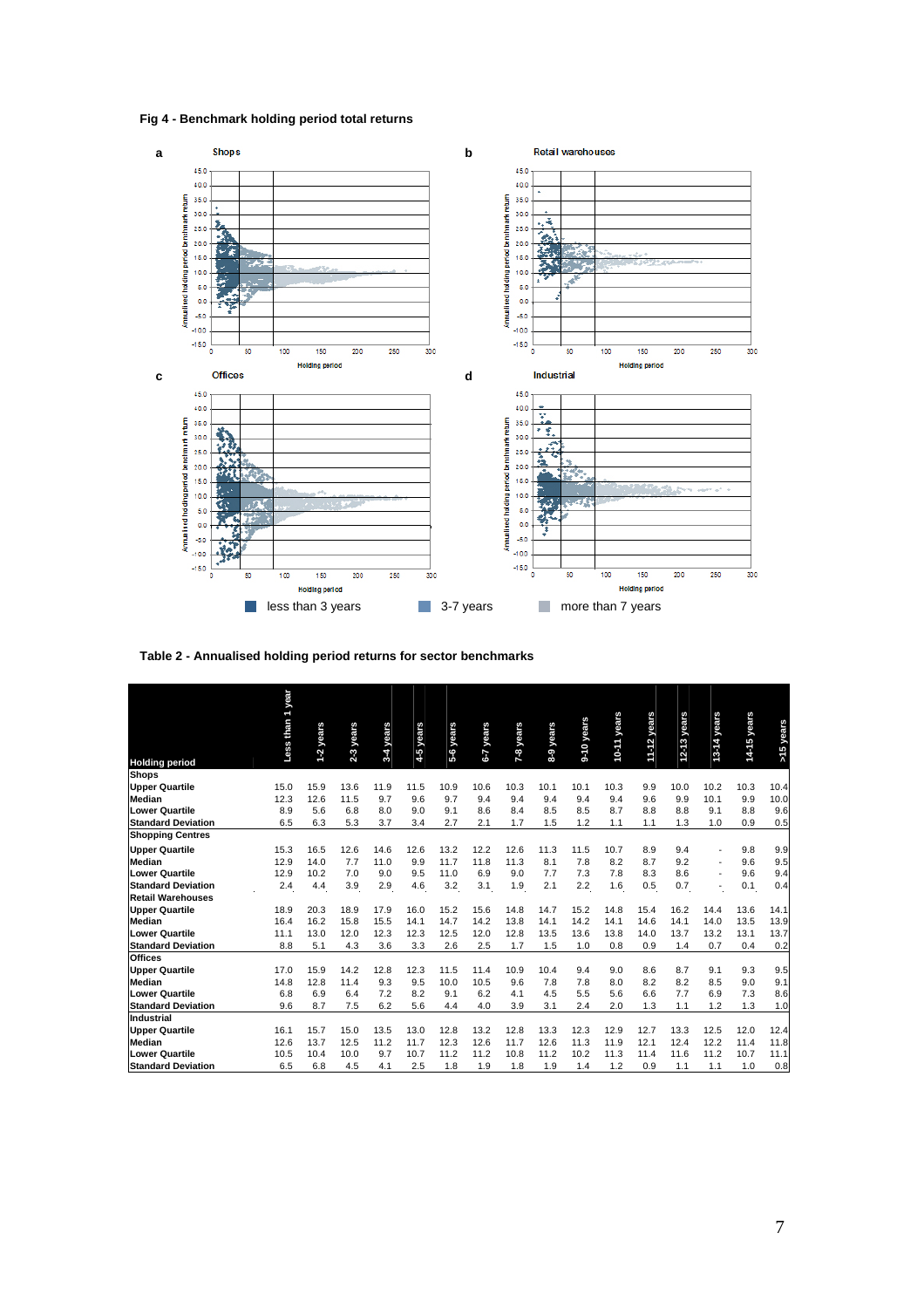**Fig 4 - Benchmark holding period total returns**

**a** Shops

**b** Retail warehouses

**c** Offices

**d** Industrial

Holding period

Annualised holding period benchmark return

less than 3 years — 3-7 years — more than 7 years

**Table 2 - Annualised holding period returns for sector benchmarks**

| Holding period | Less than 1 year | 1-2 years | 2-3 years | 3-4 years | 4-5 years | 5-6 years | 6-7 years | 7-8 years | 8-9 years | 9-10 years | 10-11 years | 11-12 years | 12-13 years | 13-14 years | 14-15 years | >15 years |
|---|---|---|---|---|---|---|---|---|---|---|---|---|---|---|---|---|
| **Shops** | | | | | | | | | | | | | | | | |
| **Upper Quartile** | 15.0 | 15.9 | 13.6 | 11.9 | 11.5 | 10.9 | 10.6 | 10.3 | 10.1 | 10.1 | 10.3 | 9.9 | 10.0 | 10.2 | 10.3 | 10.4 |
| **Median** | 12.3 | 12.6 | 11.5 | 9.7 | 9.6 | 9.7 | 9.4 | 9.4 | 9.4 | 9.4 | 9.4 | 9.6 | 9.9 | 10.1 | 9.9 | 10.0 |
| **Lower Quartile** | 8.9 | 5.6 | 6.8 | 8.0 | 9.0 | 9.1 | 8.6 | 8.4 | 8.5 | 8.5 | 8.7 | 8.8 | 8.8 | 9.1 | 8.8 | 9.6 |
| **Standard Deviation** | 6.5 | 6.3 | 5.3 | 3.7 | 3.4 | 2.7 | 2.1 | 1.7 | 1.5 | 1.2 | 1.1 | 1.1 | 1.3 | 1.0 | 0.9 | 0.5 |
| **Shopping Centres** | | | | | | | | | | | | | | | | |
| **Upper Quartile** | 15.3 | 16.5 | 12.6 | 14.6 | 12.6 | 13.2 | 12.2 | 12.6 | 11.3 | 11.5 | 10.7 | 8.9 | 9.4 | - | 9.8 | 9.9 |
| **Median** | 12.9 | 14.0 | 7.7 | 11.0 | 9.9 | 11.7 | 11.8 | 11.3 | 8.1 | 7.8 | 8.2 | 8.7 | 9.2 | - | 9.6 | 9.5 |
| **Lower Quartile** | 12.9 | 10.2 | 7.0 | 9.0 | 9.5 | 11.0 | 6.9 | 9.0 | 7.7 | 7.3 | 7.8 | 8.3 | 8.6 | - | 9.6 | 9.4 |
| **Standard Deviation** | 2.4 | 4.4 | 3.9 | 2.9 | 4.6 | 3.2 | 3.1 | 1.9 | 2.1 | 2.2 | 1.6 | 0.5 | 0.7 | - | 0.1 | 0.4 |
| **Retail Warehouses** | | | | | | | | | | | | | | | | |
| **Upper Quartile** | 18.9 | 20.3 | 18.9 | 17.9 | 16.0 | 15.2 | 15.6 | 14.8 | 14.7 | 15.2 | 14.8 | 15.4 | 16.2 | 14.4 | 13.6 | 14.1 |
| **Median** | 16.4 | 16.2 | 15.8 | 15.5 | 14.1 | 14.7 | 14.2 | 13.8 | 14.1 | 14.2 | 14.1 | 14.6 | 14.1 | 14.0 | 13.5 | 13.9 |
| **Lower Quartile** | 11.1 | 13.0 | 12.0 | 12.3 | 12.3 | 12.5 | 12.0 | 12.8 | 13.5 | 13.6 | 13.8 | 14.0 | 13.7 | 13.2 | 13.1 | 13.7 |
| **Standard Deviation** | 8.8 | 5.1 | 4.3 | 3.6 | 3.3 | 2.6 | 2.5 | 1.7 | 1.5 | 1.0 | 0.8 | 0.9 | 1.4 | 0.7 | 0.4 | 0.2 |
| **Offices** | | | | | | | | | | | | | | | | |
| **Upper Quartile** | 17.0 | 15.9 | 14.2 | 12.8 | 12.3 | 11.5 | 11.4 | 10.9 | 10.4 | 9.4 | 9.0 | 8.6 | 8.7 | 9.1 | 9.3 | 9.5 |
| **Median** | 14.8 | 12.8 | 11.4 | 9.3 | 9.5 | 10.0 | 10.5 | 9.6 | 7.8 | 7.8 | 8.0 | 8.2 | 8.2 | 8.5 | 9.0 | 9.1 |
| **Lower Quartile** | 6.8 | 6.9 | 6.4 | 7.2 | 8.2 | 9.1 | 6.2 | 4.1 | 4.5 | 5.5 | 5.6 | 6.6 | 7.7 | 6.9 | 7.3 | 8.6 |
| **Standard Deviation** | 9.6 | 8.7 | 7.5 | 6.2 | 5.6 | 4.4 | 4.0 | 3.9 | 3.1 | 2.4 | 2.0 | 1.3 | 1.1 | 1.2 | 1.3 | 1.0 |
| **Industrial** | | | | | | | | | | | | | | | | |
| **Upper Quartile** | 16.1 | 15.7 | 15.0 | 13.5 | 13.0 | 12.8 | 13.2 | 12.8 | 13.3 | 12.3 | 12.9 | 12.7 | 13.3 | 12.5 | 12.0 | 12.4 |
| **Median** | 12.6 | 13.7 | 12.5 | 11.2 | 11.7 | 12.3 | 12.6 | 11.7 | 12.6 | 11.3 | 11.9 | 12.1 | 12.4 | 12.2 | 11.4 | 11.8 |
| **Lower Quartile** | 10.5 | 10.4 | 10.0 | 9.7 | 10.7 | 11.2 | 11.2 | 10.8 | 11.2 | 10.2 | 11.3 | 11.4 | 11.6 | 11.2 | 10.7 | 11.1 |
| **Standard Deviation** | 6.5 | 6.8 | 4.5 | 4.1 | 2.5 | 1.8 | 1.9 | 1.8 | 1.9 | 1.4 | 1.2 | 0.9 | 1.1 | 1.1 | 1.0 | 0.8 |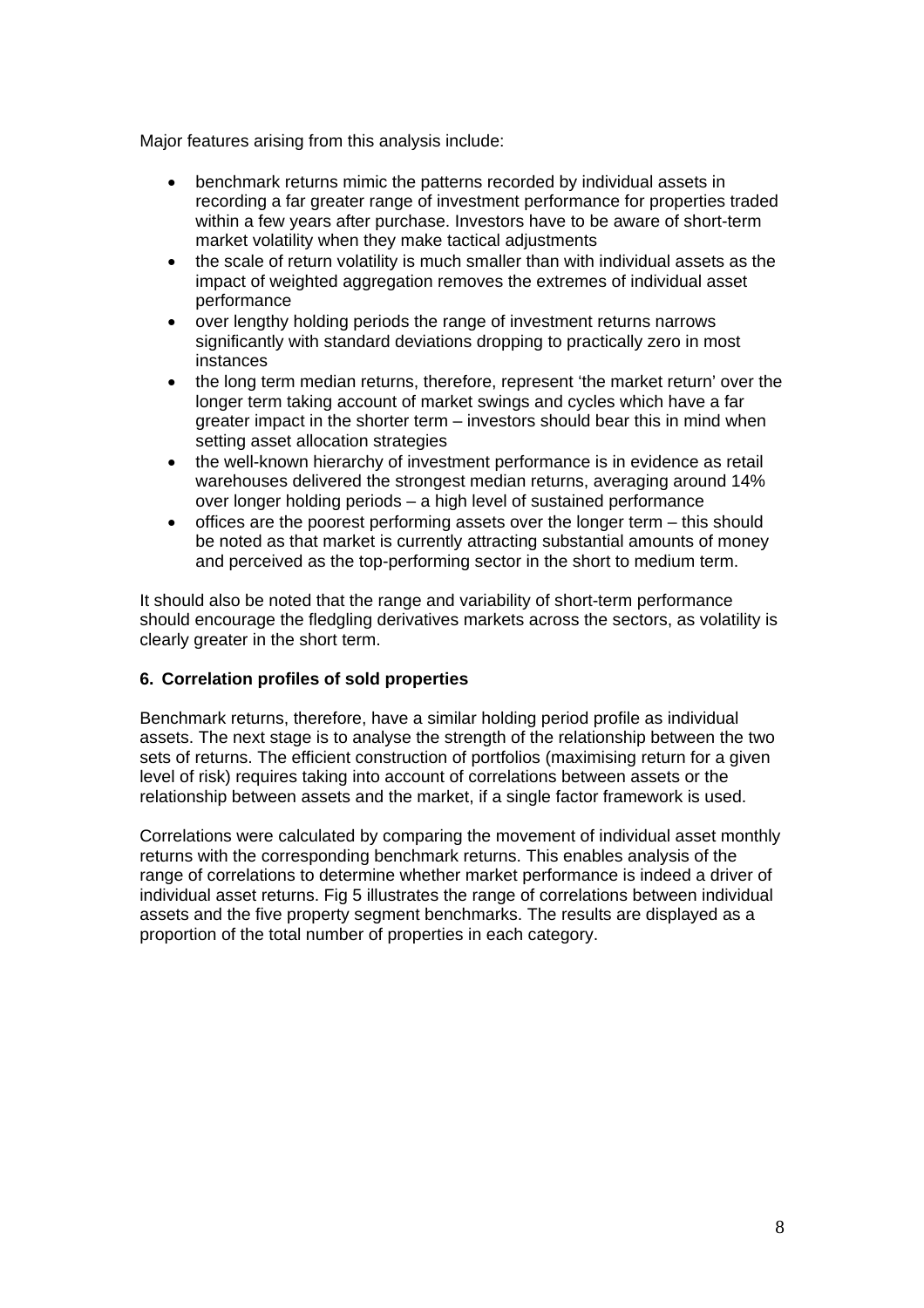Major features arising from this analysis include:

- benchmark returns mimic the patterns recorded by individual assets in recording a far greater range of investment performance for properties traded within a few years after purchase. Investors have to be aware of short-term market volatility when they make tactical adjustments
- the scale of return volatility is much smaller than with individual assets as the impact of weighted aggregation removes the extremes of individual asset performance
- over lengthy holding periods the range of investment returns narrows significantly with standard deviations dropping to practically zero in most instances
- the long term median returns, therefore, represent 'the market return' over the longer term taking account of market swings and cycles which have a far greater impact in the shorter term – investors should bear this in mind when setting asset allocation strategies
- the well-known hierarchy of investment performance is in evidence as retail warehouses delivered the strongest median returns, averaging around 14% over longer holding periods – a high level of sustained performance
- offices are the poorest performing assets over the longer term – this should be noted as that market is currently attracting substantial amounts of money and perceived as the top-performing sector in the short to medium term.

It should also be noted that the range and variability of short-term performance should encourage the fledgling derivatives markets across the sectors, as volatility is clearly greater in the short term.

## 6. Correlation profiles of sold properties

Benchmark returns, therefore, have a similar holding period profile as individual assets. The next stage is to analyse the strength of the relationship between the two sets of returns. The efficient construction of portfolios (maximising return for a given level of risk) requires taking into account of correlations between assets or the relationship between assets and the market, if a single factor framework is used.

Correlations were calculated by comparing the movement of individual asset monthly returns with the corresponding benchmark returns. This enables analysis of the range of correlations to determine whether market performance is indeed a driver of individual asset returns. Fig 5 illustrates the range of correlations between individual assets and the five property segment benchmarks. The results are displayed as a proportion of the total number of properties in each category.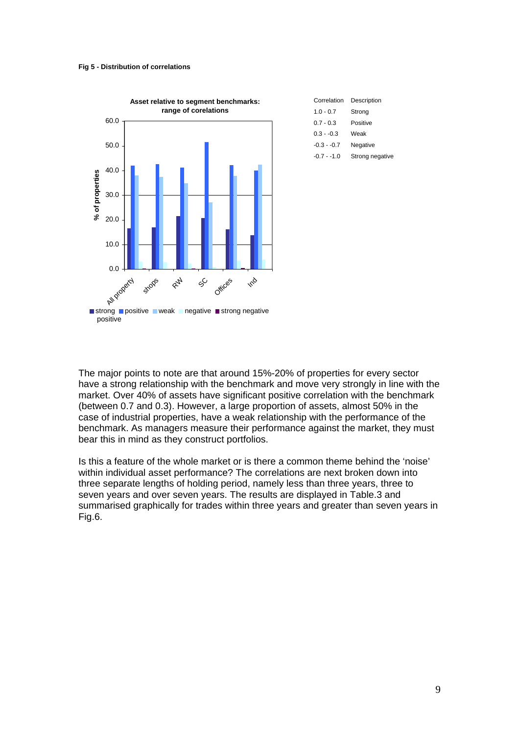**Fig 5 - Distribution of correlations**

| Correlation | Description |
|---|---|
| 1.0 - 0.7 | Strong |
| 0.7 - 0.3 | Positive |
| 0.3 - -0.3 | Weak |
| -0.3 - -0.7 | Negative |
| -0.7 - -1.0 | Strong negative |

The major points to note are that around 15%-20% of properties for every sector have a strong relationship with the benchmark and move very strongly in line with the market. Over 40% of assets have significant positive correlation with the benchmark (between 0.7 and 0.3). However, a large proportion of assets, almost 50% in the case of industrial properties, have a weak relationship with the performance of the benchmark. As managers measure their performance against the market, they must bear this in mind as they construct portfolios.

Is this a feature of the whole market or is there a common theme behind the 'noise' within individual asset performance? The correlations are next broken down into three separate lengths of holding period, namely less than three years, three to seven years and over seven years. The results are displayed in Table.3 and summarised graphically for trades within three years and greater than seven years in Fig.6.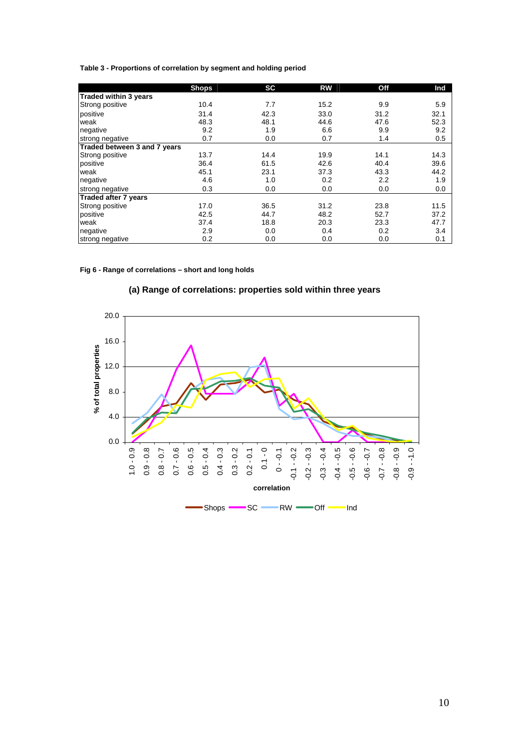**Table 3 - Proportions of correlation by segment and holding period**

| | Shops | SC | RW | Off | Ind |
|---|---|---|---|---|---|
| **Traded within 3 years** | | | | | |
| Strong positive | 10.4 | 7.7 | 15.2 | 9.9 | 5.9 |
| positive | 31.4 | 42.3 | 33.0 | 31.2 | 32.1 |
| weak | 48.3 | 48.1 | 44.6 | 47.6 | 52.3 |
| negative | 9.2 | 1.9 | 6.6 | 9.9 | 9.2 |
| strong negative | 0.7 | 0.0 | 0.7 | 1.4 | 0.5 |
| **Traded between 3 and 7 years** | | | | | |
| Strong positive | 13.7 | 14.4 | 19.9 | 14.1 | 14.3 |
| positive | 36.4 | 61.5 | 42.6 | 40.4 | 39.6 |
| weak | 45.1 | 23.1 | 37.3 | 43.3 | 44.2 |
| negative | 4.6 | 1.0 | 0.2 | 2.2 | 1.9 |
| strong negative | 0.3 | 0.0 | 0.0 | 0.0 | 0.0 |
| **Traded after 7 years** | | | | | |
| Strong positive | 17.0 | 36.5 | 31.2 | 23.8 | 11.5 |
| positive | 42.5 | 44.7 | 48.2 | 52.7 | 37.2 |
| weak | 37.4 | 18.8 | 20.3 | 23.3 | 47.7 |
| negative | 2.9 | 0.0 | 0.4 | 0.2 | 3.4 |
| strong negative | 0.2 | 0.0 | 0.0 | 0.0 | 0.1 |

**Fig 6 - Range of correlations – short and long holds**

**(a) Range of correlations: properties sold within three years**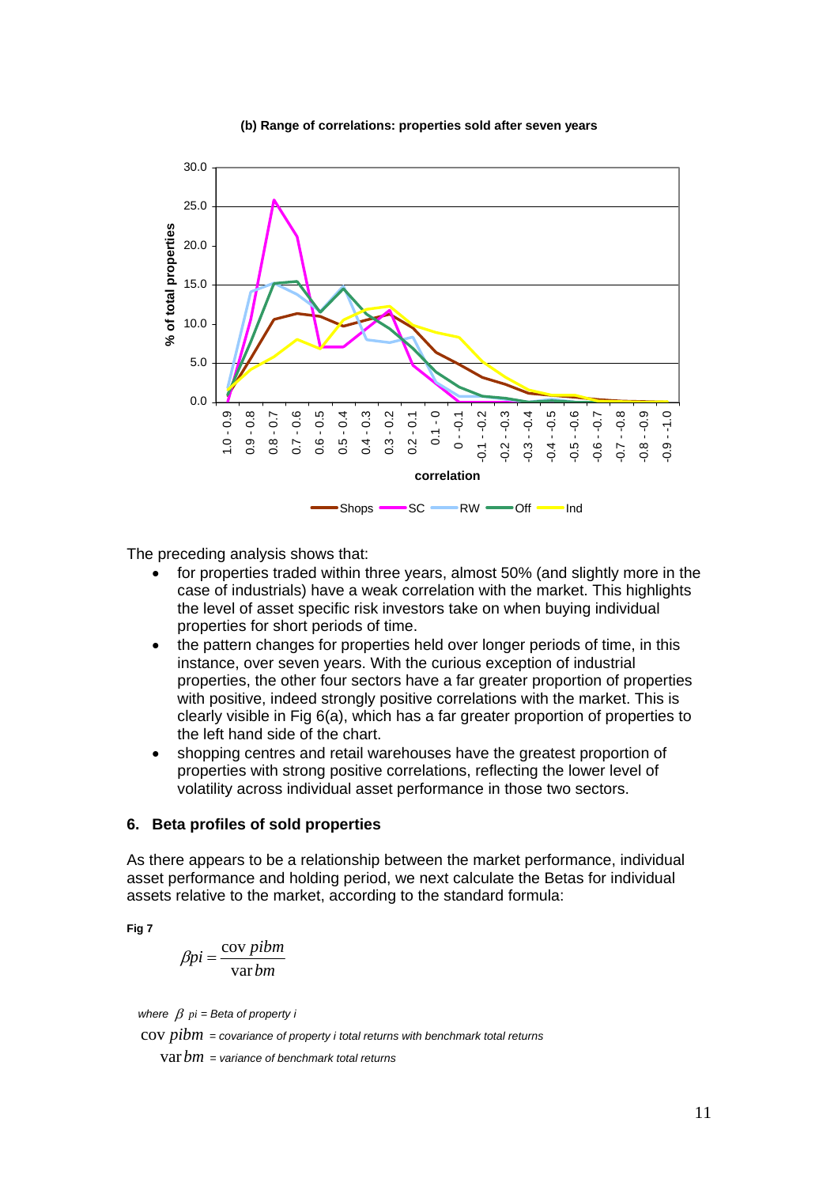**(b) Range of correlations: properties sold after seven years**

The preceding analysis shows that:

- for properties traded within three years, almost 50% (and slightly more in the case of industrials) have a weak correlation with the market. This highlights the level of asset specific risk investors take on when buying individual properties for short periods of time.
- the pattern changes for properties held over longer periods of time, in this instance, over seven years. With the curious exception of industrial properties, the other four sectors have a far greater proportion of properties with positive, indeed strongly positive correlations with the market. This is clearly visible in Fig 6(a), which has a far greater proportion of properties to the left hand side of the chart.
- shopping centres and retail warehouses have the greatest proportion of properties with strong positive correlations, reflecting the lower level of volatility across individual asset performance in those two sectors.

## 6. Beta profiles of sold properties

As there appears to be a relationship between the market performance, individual asset performance and holding period, we next calculate the Betas for individual assets relative to the market, according to the standard formula:

**Fig 7**

$$\beta pi = \frac{\operatorname{cov} pibm}{\operatorname{var} bm}$$

*where* $\beta$ *pi = Beta of property i*

$\operatorname{cov} pibm$ *= covariance of property i total returns with benchmark total returns*

$\operatorname{var} bm$ *= variance of benchmark total returns*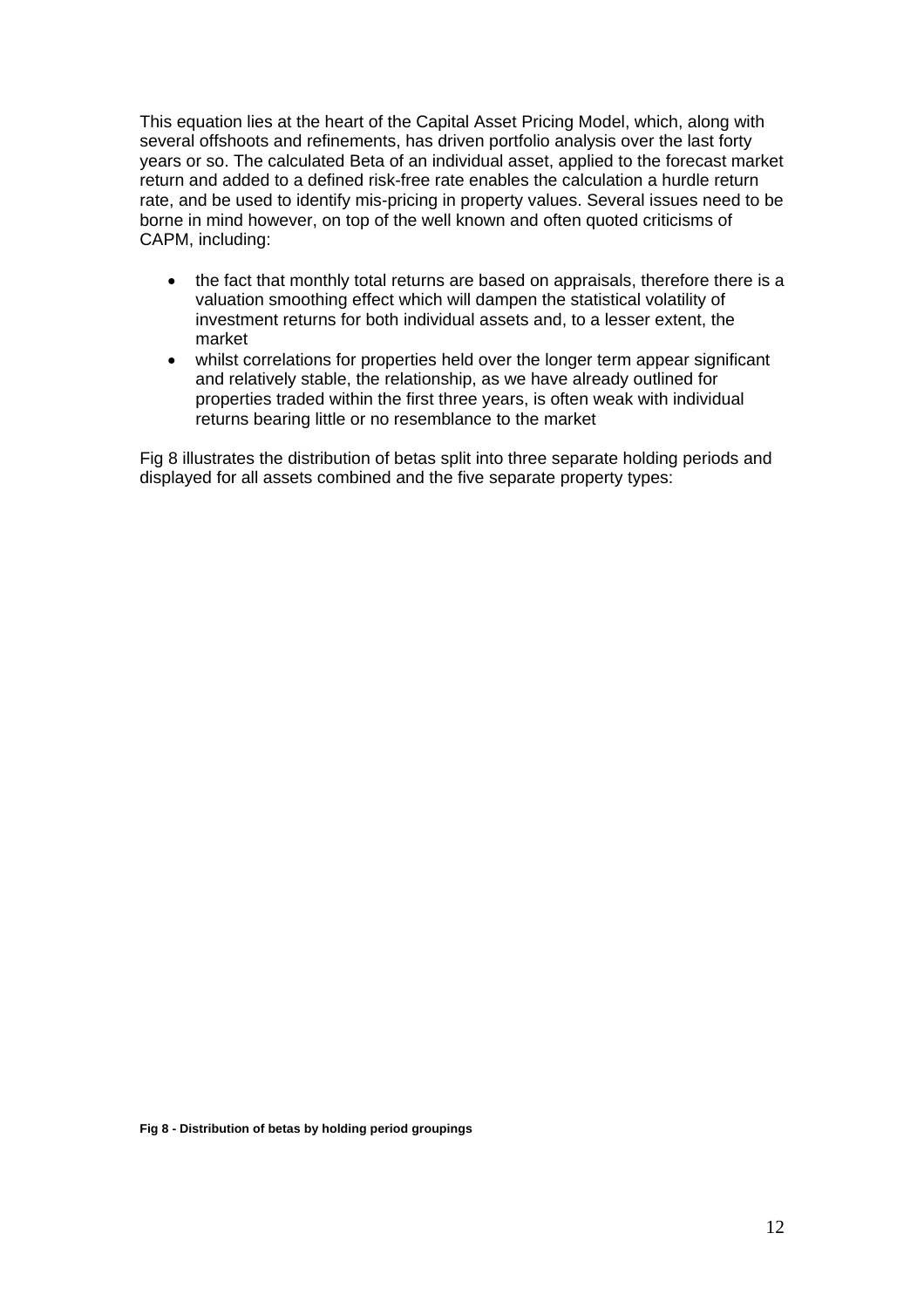This equation lies at the heart of the Capital Asset Pricing Model, which, along with several offshoots and refinements, has driven portfolio analysis over the last forty years or so. The calculated Beta of an individual asset, applied to the forecast market return and added to a defined risk-free rate enables the calculation a hurdle return rate, and be used to identify mis-pricing in property values. Several issues need to be borne in mind however, on top of the well known and often quoted criticisms of CAPM, including:

- the fact that monthly total returns are based on appraisals, therefore there is a valuation smoothing effect which will dampen the statistical volatility of investment returns for both individual assets and, to a lesser extent, the market
- whilst correlations for properties held over the longer term appear significant and relatively stable, the relationship, as we have already outlined for properties traded within the first three years, is often weak with individual returns bearing little or no resemblance to the market

Fig 8 illustrates the distribution of betas split into three separate holding periods and displayed for all assets combined and the five separate property types:

**Fig 8 - Distribution of betas by holding period groupings**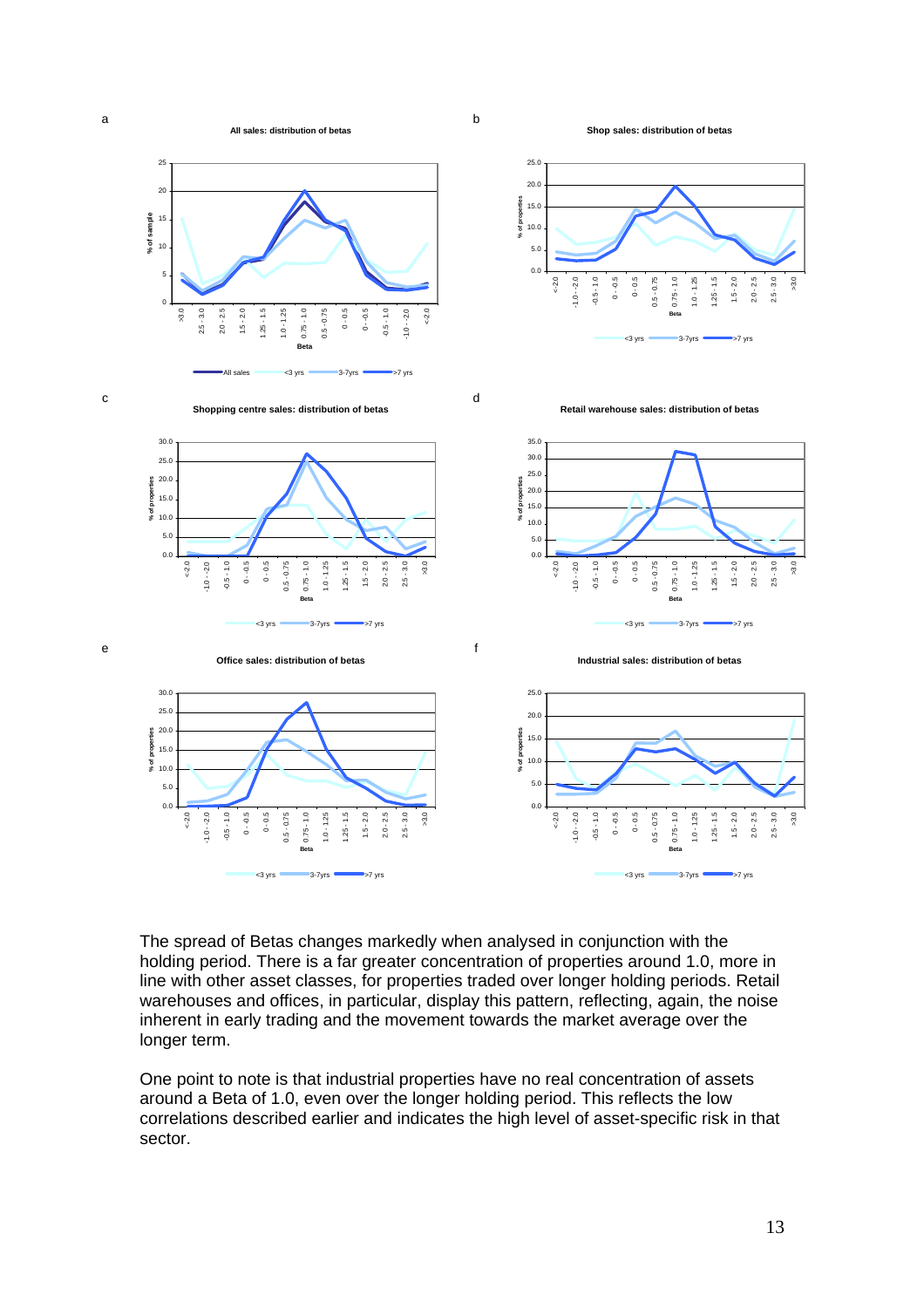a

**All sales: distribution of betas**

b

**Shop sales: distribution of betas**

c

**Shopping centre sales: distribution of betas**

d

**Retail warehouse sales: distribution of betas**

e

**Office sales: distribution of betas**

f

**Industrial sales: distribution of betas**

The spread of Betas changes markedly when analysed in conjunction with the holding period. There is a far greater concentration of properties around 1.0, more in line with other asset classes, for properties traded over longer holding periods. Retail warehouses and offices, in particular, display this pattern, reflecting, again, the noise inherent in early trading and the movement towards the market average over the longer term.

One point to note is that industrial properties have no real concentration of assets around a Beta of 1.0, even over the longer holding period. This reflects the low correlations described earlier and indicates the high level of asset-specific risk in that sector.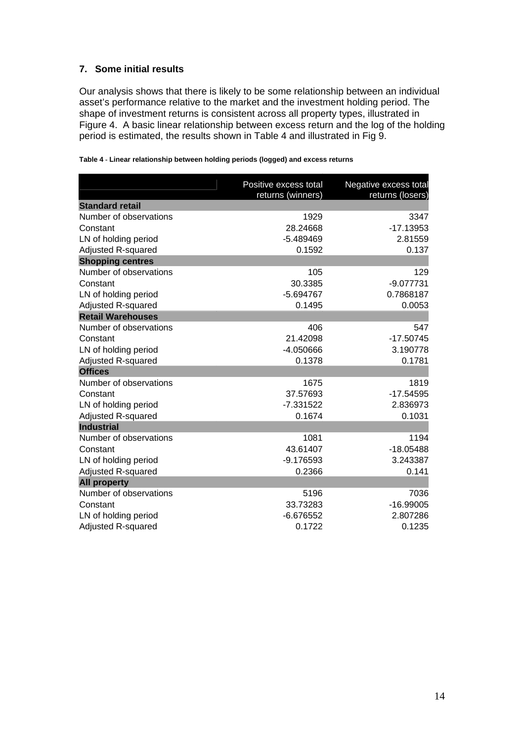## 7. Some initial results

Our analysis shows that there is likely to be some relationship between an individual asset's performance relative to the market and the investment holding period. The shape of investment returns is consistent across all property types, illustrated in Figure 4. A basic linear relationship between excess return and the log of the holding period is estimated, the results shown in Table 4 and illustrated in Fig 9.

**Table 4 - Linear relationship between holding periods (logged) and excess returns**

| | Positive excess total returns (winners) | Negative excess total returns (losers) |
|---|---|---|
| **Standard retail** | | |
| Number of observations | 1929 | 3347 |
| Constant | 28.24668 | -17.13953 |
| LN of holding period | -5.489469 | 2.81559 |
| Adjusted R-squared | 0.1592 | 0.137 |
| **Shopping centres** | | |
| Number of observations | 105 | 129 |
| Constant | 30.3385 | -9.077731 |
| LN of holding period | -5.694767 | 0.7868187 |
| Adjusted R-squared | 0.1495 | 0.0053 |
| **Retail Warehouses** | | |
| Number of observations | 406 | 547 |
| Constant | 21.42098 | -17.50745 |
| LN of holding period | -4.050666 | 3.190778 |
| Adjusted R-squared | 0.1378 | 0.1781 |
| **Offices** | | |
| Number of observations | 1675 | 1819 |
| Constant | 37.57693 | -17.54595 |
| LN of holding period | -7.331522 | 2.836973 |
| Adjusted R-squared | 0.1674 | 0.1031 |
| **Industrial** | | |
| Number of observations | 1081 | 1194 |
| Constant | 43.61407 | -18.05488 |
| LN of holding period | -9.176593 | 3.243387 |
| Adjusted R-squared | 0.2366 | 0.141 |
| **All property** | | |
| Number of observations | 5196 | 7036 |
| Constant | 33.73283 | -16.99005 |
| LN of holding period | -6.676552 | 2.807286 |
| Adjusted R-squared | 0.1722 | 0.1235 |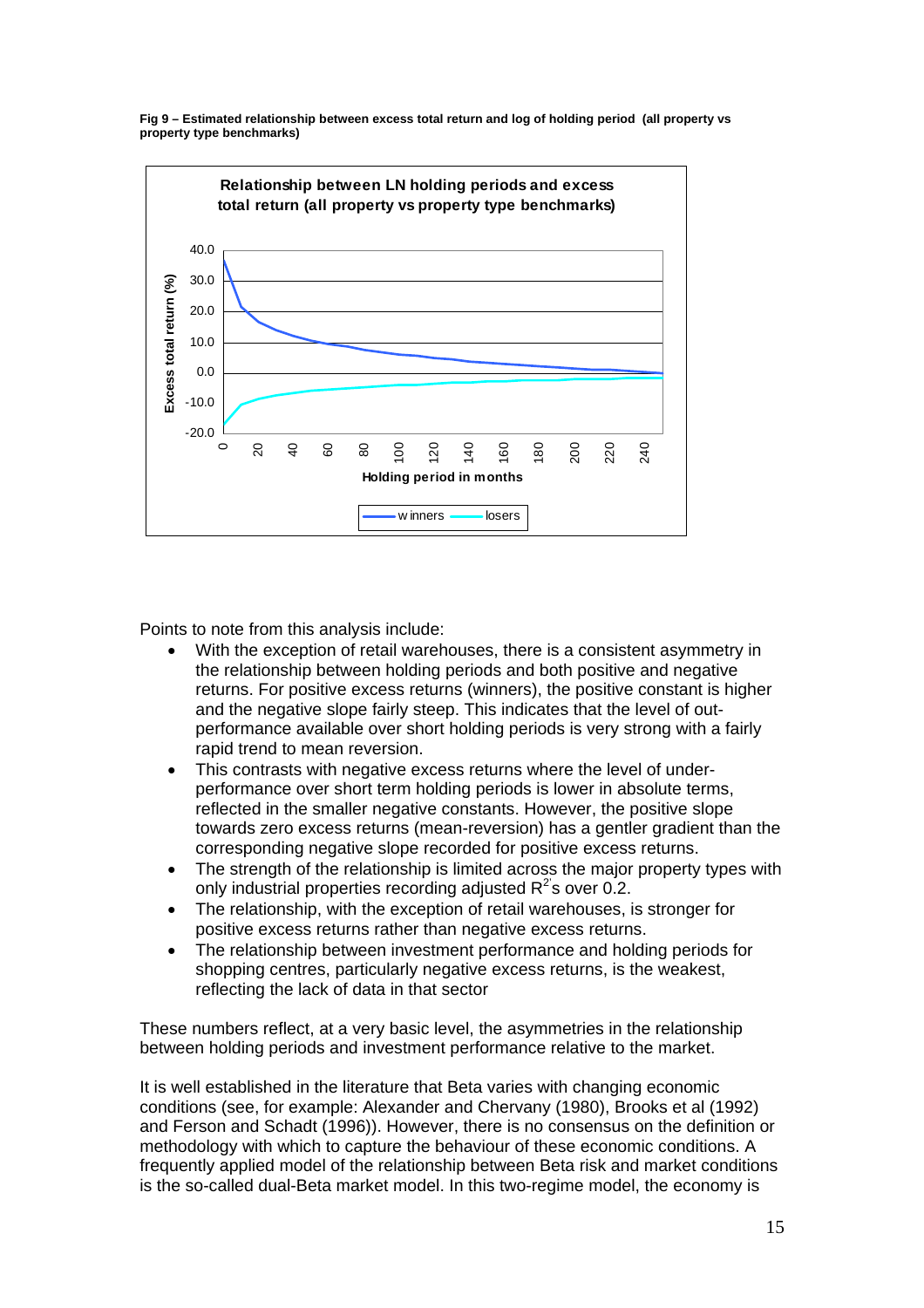**Fig 9 – Estimated relationship between excess total return and log of holding period (all property vs property type benchmarks)**

Points to note from this analysis include:

- With the exception of retail warehouses, there is a consistent asymmetry in the relationship between holding periods and both positive and negative returns. For positive excess returns (winners), the positive constant is higher and the negative slope fairly steep. This indicates that the level of out-performance available over short holding periods is very strong with a fairly rapid trend to mean reversion.
- This contrasts with negative excess returns where the level of under-performance over short term holding periods is lower in absolute terms, reflected in the smaller negative constants. However, the positive slope towards zero excess returns (mean-reversion) has a gentler gradient than the corresponding negative slope recorded for positive excess returns.
- The strength of the relationship is limited across the major property types with only industrial properties recording adjusted $R^2$s over 0.2.
- The relationship, with the exception of retail warehouses, is stronger for positive excess returns rather than negative excess returns.
- The relationship between investment performance and holding periods for shopping centres, particularly negative excess returns, is the weakest, reflecting the lack of data in that sector

These numbers reflect, at a very basic level, the asymmetries in the relationship between holding periods and investment performance relative to the market.

It is well established in the literature that Beta varies with changing economic conditions (see, for example: Alexander and Chervany (1980), Brooks et al (1992) and Ferson and Schadt (1996)). However, there is no consensus on the definition or methodology with which to capture the behaviour of these economic conditions. A frequently applied model of the relationship between Beta risk and market conditions is the so-called dual-Beta market model. In this two-regime model, the economy is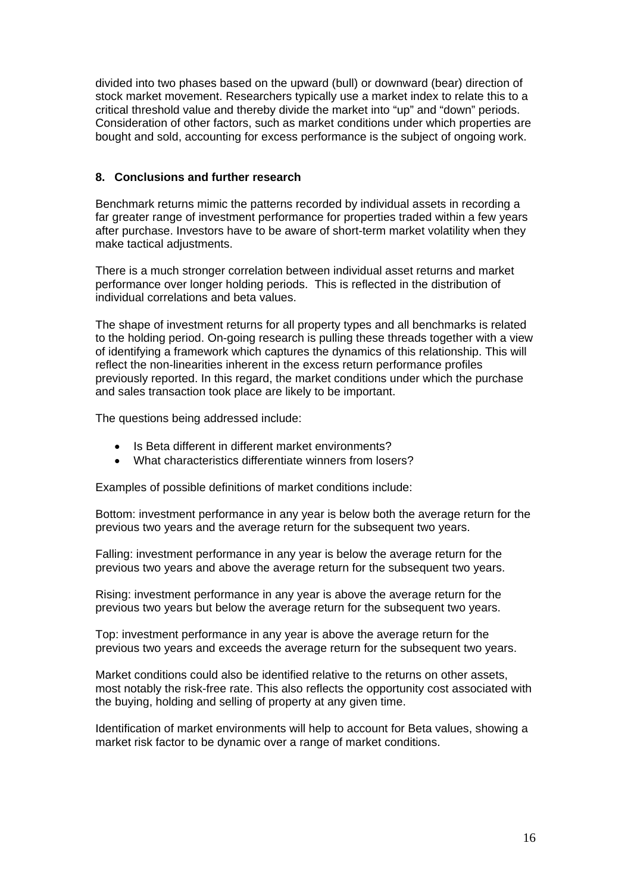divided into two phases based on the upward (bull) or downward (bear) direction of stock market movement. Researchers typically use a market index to relate this to a critical threshold value and thereby divide the market into "up" and "down" periods. Consideration of other factors, such as market conditions under which properties are bought and sold, accounting for excess performance is the subject of ongoing work.

## 8. Conclusions and further research

Benchmark returns mimic the patterns recorded by individual assets in recording a far greater range of investment performance for properties traded within a few years after purchase. Investors have to be aware of short-term market volatility when they make tactical adjustments.

There is a much stronger correlation between individual asset returns and market performance over longer holding periods. This is reflected in the distribution of individual correlations and beta values.

The shape of investment returns for all property types and all benchmarks is related to the holding period. On-going research is pulling these threads together with a view of identifying a framework which captures the dynamics of this relationship. This will reflect the non-linearities inherent in the excess return performance profiles previously reported. In this regard, the market conditions under which the purchase and sales transaction took place are likely to be important.

The questions being addressed include:

- Is Beta different in different market environments?
- What characteristics differentiate winners from losers?

Examples of possible definitions of market conditions include:

Bottom: investment performance in any year is below both the average return for the previous two years and the average return for the subsequent two years.

Falling: investment performance in any year is below the average return for the previous two years and above the average return for the subsequent two years.

Rising: investment performance in any year is above the average return for the previous two years but below the average return for the subsequent two years.

Top: investment performance in any year is above the average return for the previous two years and exceeds the average return for the subsequent two years.

Market conditions could also be identified relative to the returns on other assets, most notably the risk-free rate. This also reflects the opportunity cost associated with the buying, holding and selling of property at any given time.

Identification of market environments will help to account for Beta values, showing a market risk factor to be dynamic over a range of market conditions.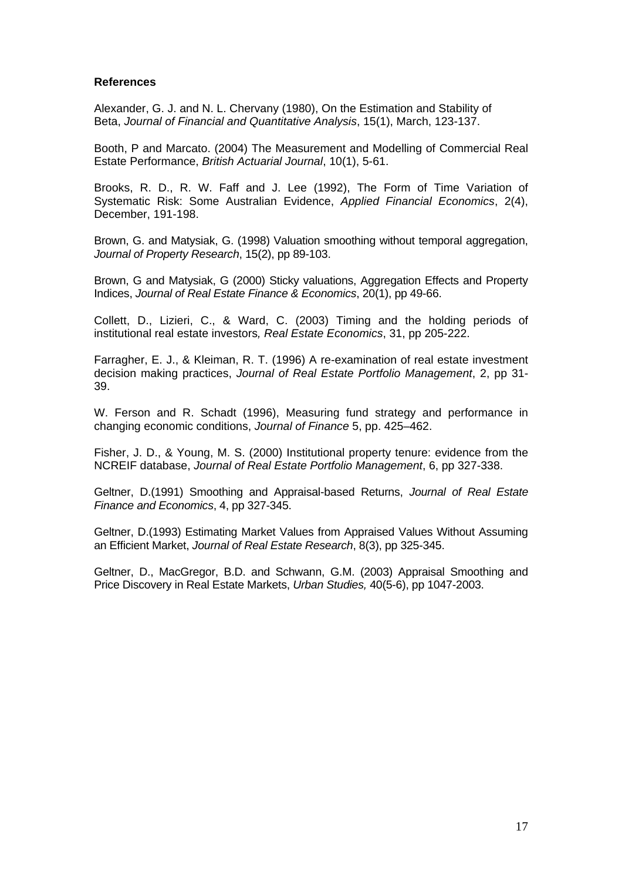**References**

Alexander, G. J. and N. L. Chervany (1980), On the Estimation and Stability of Beta, *Journal of Financial and Quantitative Analysis*, 15(1), March, 123-137.

Booth, P and Marcato. (2004) The Measurement and Modelling of Commercial Real Estate Performance, *British Actuarial Journal*, 10(1), 5-61.

Brooks, R. D., R. W. Faff and J. Lee (1992), The Form of Time Variation of Systematic Risk: Some Australian Evidence, *Applied Financial Economics*, 2(4), December, 191-198.

Brown, G. and Matysiak, G. (1998) Valuation smoothing without temporal aggregation, *Journal of Property Research*, 15(2), pp 89-103.

Brown, G and Matysiak, G (2000) Sticky valuations, Aggregation Effects and Property Indices, *Journal of Real Estate Finance & Economics*, 20(1), pp 49-66.

Collett, D., Lizieri, C., & Ward, C. (2003) Timing and the holding periods of institutional real estate investors*, Real Estate Economics*, 31, pp 205-222.

Farragher, E. J., & Kleiman, R. T. (1996) A re-examination of real estate investment decision making practices, *Journal of Real Estate Portfolio Management*, 2, pp 31-39.

W. Ferson and R. Schadt (1996), Measuring fund strategy and performance in changing economic conditions, *Journal of Finance* 5, pp. 425–462.

Fisher, J. D., & Young, M. S. (2000) Institutional property tenure: evidence from the NCREIF database, *Journal of Real Estate Portfolio Management*, 6, pp 327-338.

Geltner, D.(1991) Smoothing and Appraisal-based Returns, *Journal of Real Estate Finance and Economics*, 4, pp 327-345.

Geltner, D.(1993) Estimating Market Values from Appraised Values Without Assuming an Efficient Market, *Journal of Real Estate Research*, 8(3), pp 325-345.

Geltner, D., MacGregor, B.D. and Schwann, G.M. (2003) Appraisal Smoothing and Price Discovery in Real Estate Markets, *Urban Studies,* 40(5-6), pp 1047-2003.